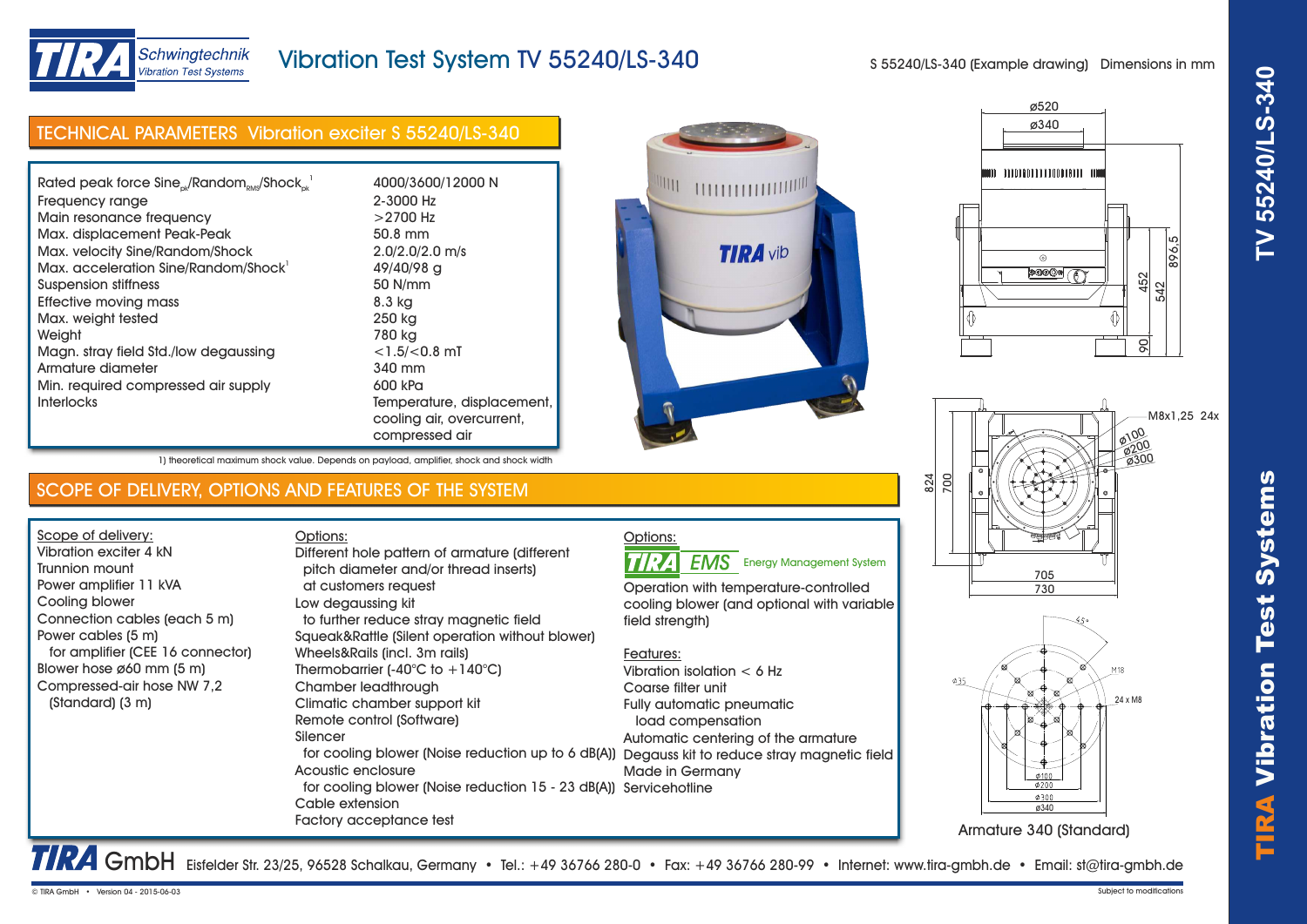# Vibration Test System TV 55240/LS-340

S 55240/LS-340 (Example drawing) Dimensions in mm

## TECHNICAL PARAMETERS Vibration exciter S 55240/LS-340

| Parameter | Value |
|---|---|
| Rated peak force Sine$_{pk}$/Random$_{RMS}$/Shock$_{pk}$ [1] | 4000/3600/12000 N |
| Frequency range | 2-3000 Hz |
| Main resonance frequency | >2700 Hz |
| Max. displacement Peak-Peak | 50.8 mm |
| Max. velocity Sine/Random/Shock | 2.0/2.0/2.0 m/s |
| Max. acceleration Sine/Random/Shock [1] | 49/40/98 g |
| Suspension stiffness | 50 N/mm |
| Effective moving mass | 8.3 kg |
| Max. weight tested | 250 kg |
| Weight | 780 kg |
| Magn. stray field Std./low degaussing | <1.5/<0.8 mT |
| Armature diameter | 340 mm |
| Min. required compressed air supply | 600 kPa |
| Interlocks | Temperature, displacement, cooling air, overcurrent, compressed air |

1) theoretical maximum shock value. Depends on payload, amplifier, shock and shock width

## SCOPE OF DELIVERY, OPTIONS AND FEATURES OF THE SYSTEM

**Scope of delivery:**

- Vibration exciter 4 kN
- Trunnion mount
- Power amplifier 11 kVA
- Cooling blower
- Connection cables (each 5 m)
- Power cables (5 m) for amplifier (CEE 16 connector)
- Blower hose ø60 mm (5 m)
- Compressed-air hose NW 7,2 (Standard) (3 m)

**Options:**

- Different hole pattern of armature (different pitch diameter and/or thread inserts) at customers request
- Low degaussing kit to further reduce stray magnetic field
- Squeak&Rattle (Silent operation without blower)
- Wheels&Rails (incl. 3m rails)
- Thermobarrier (-40°C to +140°C)
- Chamber leadthrough
- Climatic chamber support kit
- Remote control (Software)
- Silencer for cooling blower (Noise reduction up to 6 dB(A))
- Acoustic enclosure for cooling blower (Noise reduction 15 - 23 dB(A))
- Cable extension
- Factory acceptance test

**Options:**

TIRA EMS Energy Management System

Operation with temperature-controlled cooling blower (and optional with variable field strength)

**Features:**

- Vibration isolation < 6 Hz
- Coarse filter unit
- Fully automatic pneumatic load compensation
- Automatic centering of the armature
- Degauss kit to reduce stray magnetic field
- Made in Germany
- Servicehotline

Dimensions: ø520, ø340, 896,5, 542, 452, 90, 824, 700, 705, 730, M8x1,25 24x, ø100, ø200, ø300

Armature 340 (Standard): 45°, ø35, M18, 24 x M8, ø100, ø200, ø300, ø340

TIRA GmbH Eisfelder Str. 23/25, 96528 Schalkau, Germany • Tel.: +49 36766 280-0 • Fax: +49 36766 280-99 • Internet: www.tira-gmbh.de • Email: st@tira-gmbh.de

© TIRA GmbH • Version 04 - 2015-06-03

Subject to modifications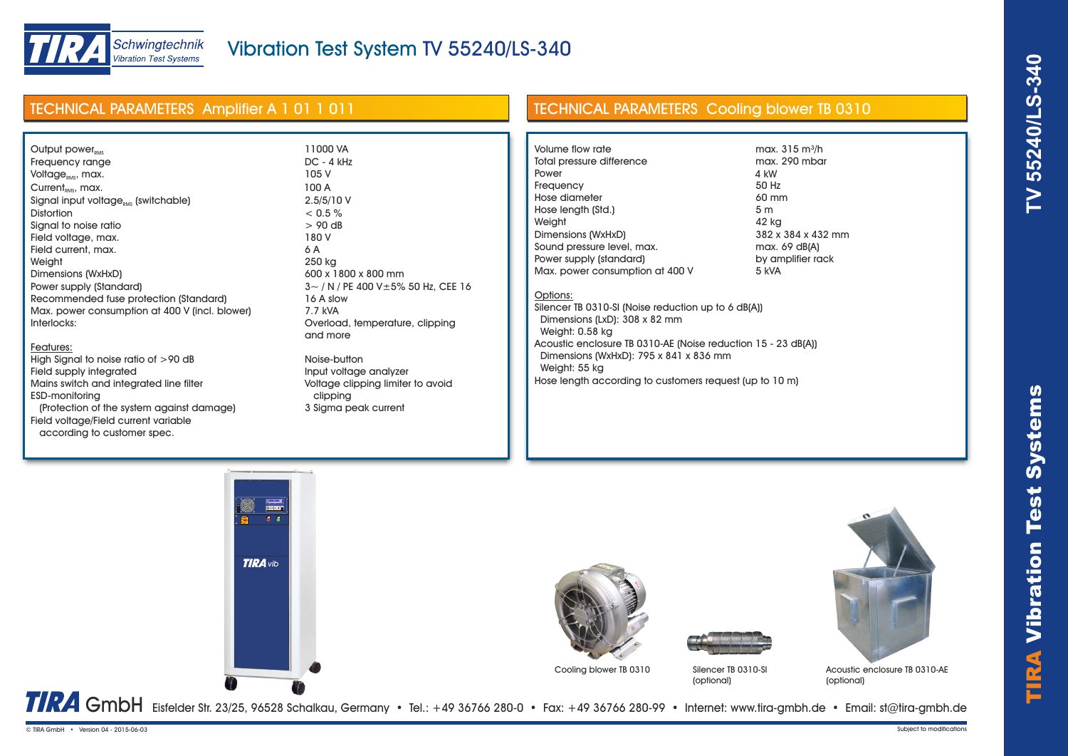# Vibration Test System TV 55240/LS-340

## TECHNICAL PARAMETERS Amplifier A 1 01 1 011

| | |
|---|---|
| Output power$_{RMS}$ | 11000 VA |
| Frequency range | DC - 4 kHz |
| Voltage$_{RMS}$, max. | 105 V |
| Current$_{RMS}$, max. | 100 A |
| Signal input voltage$_{RMS}$ (switchable) | 2.5/5/10 V |
| Distortion | < 0.5 % |
| Signal to noise ratio | > 90 dB |
| Field voltage, max. | 180 V |
| Field current, max. | 6 A |
| Weight | 250 kg |
| Dimensions (WxHxD) | 600 x 1800 x 800 mm |
| Power supply (Standard) | 3~ / N / PE 400 V±5% 50 Hz, CEE 16 |
| Recommended fuse protection (Standard) | 16 A slow |
| Max. power consumption at 400 V (incl. blower) | 7.7 kVA |
| Interlocks: | Overload, temperature, clipping and more |

Features:

- High Signal to noise ratio of >90 dB
- Field supply integrated
- Mains switch and integrated line filter
- ESD-monitoring (Protection of the system against damage)
- Field voltage/Field current variable according to customer spec.
- Noise-button
- Input voltage analyzer
- Voltage clipping limiter to avoid clipping
- 3 Sigma peak current

## TECHNICAL PARAMETERS Cooling blower TB 0310

| | |
|---|---|
| Volume flow rate | max. 315 m³/h |
| Total pressure difference | max. 290 mbar |
| Power | 4 kW |
| Frequency | 50 Hz |
| Hose diameter | 60 mm |
| Hose length (Std.) | 5 m |
| Weight | 42 kg |
| Dimensions (WxHxD) | 382 x 384 x 432 mm |
| Sound pressure level, max. | max. 69 dB(A) |
| Power supply (standard) | by amplifier rack |
| Max. power consumption at 400 V | 5 kVA |

Options:

Silencer TB 0310-SI (Noise reduction up to 6 dB(A))
  Dimensions (LxD): 308 x 82 mm
  Weight: 0.58 kg
Acoustic enclosure TB 0310-AE (Noise reduction 15 - 23 dB(A))
  Dimensions (WxHxD): 795 x 841 x 836 mm
  Weight: 55 kg
Hose length according to customers request (up to 10 m)

Cooling blower TB 0310

Silencer TB 0310-SI (optional)

Acoustic enclosure TB 0310-AE (optional)

TIRA GmbH Eisfelder Str. 23/25, 96528 Schalkau, Germany • Tel.: +49 36766 280-0 • Fax: +49 36766 280-99 • Internet: www.tira-gmbh.de • Email: st@tira-gmbh.de

© TIRA GmbH • Version 04 - 2015-06-03

Subject to modifications